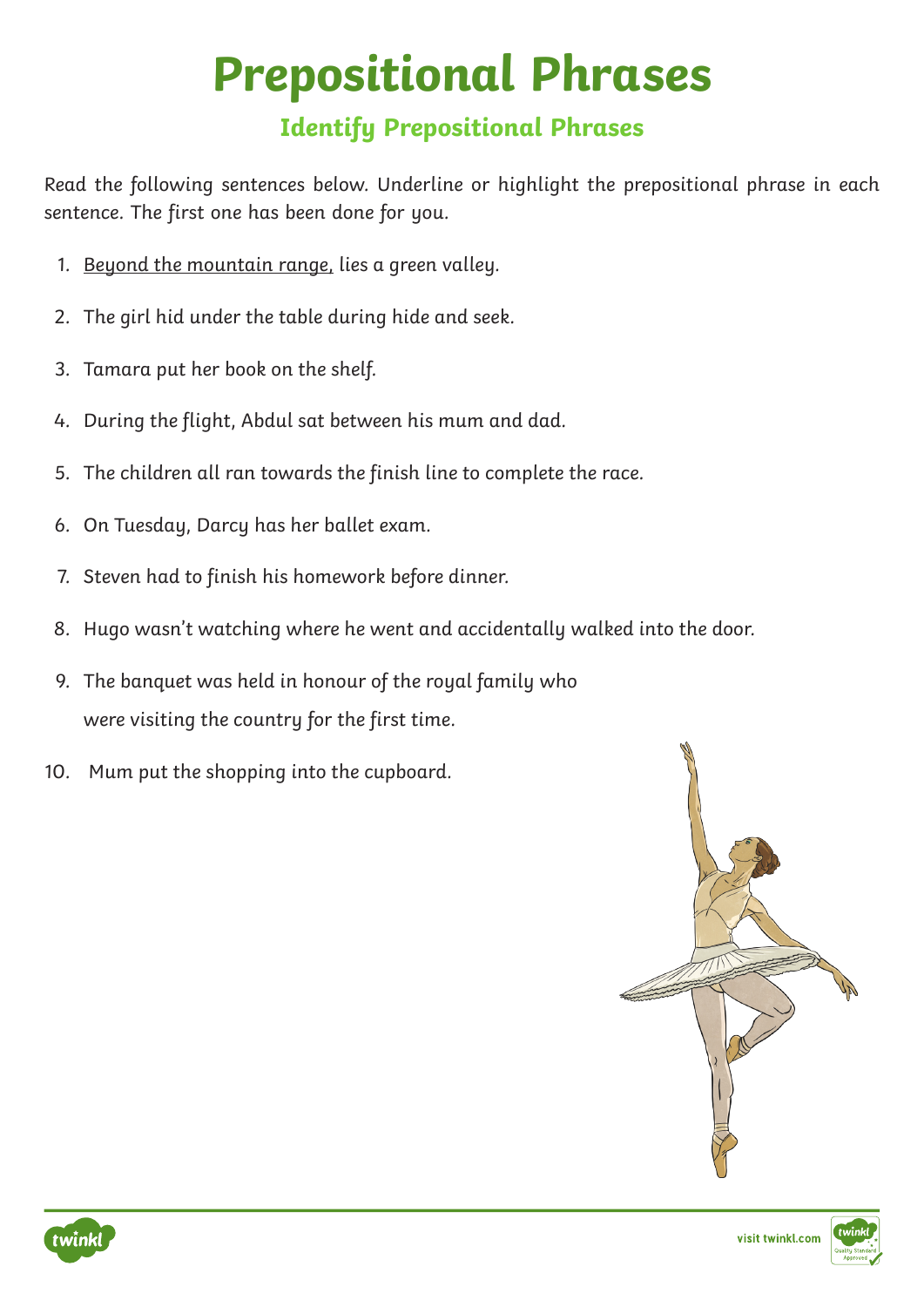# Prepositional Phrases

## Identify Prepositional Phrases

Read the following sentences below. Underline or highlight the prepositional phrase in each sentence. The first one has been done for you.

1. <u>Beyond the mountain range,</u> lies a green valley.
2. The girl hid under the table during hide and seek.
3. Tamara put her book on the shelf.
4. During the flight, Abdul sat between his mum and dad.
5. The children all ran towards the finish line to complete the race.
6. On Tuesday, Darcy has her ballet exam.
7. Steven had to finish his homework before dinner.
8. Hugo wasn't watching where he went and accidentally walked into the door.
9. The banquet was held in honour of the royal family who were visiting the country for the first time.
10. Mum put the shopping into the cupboard.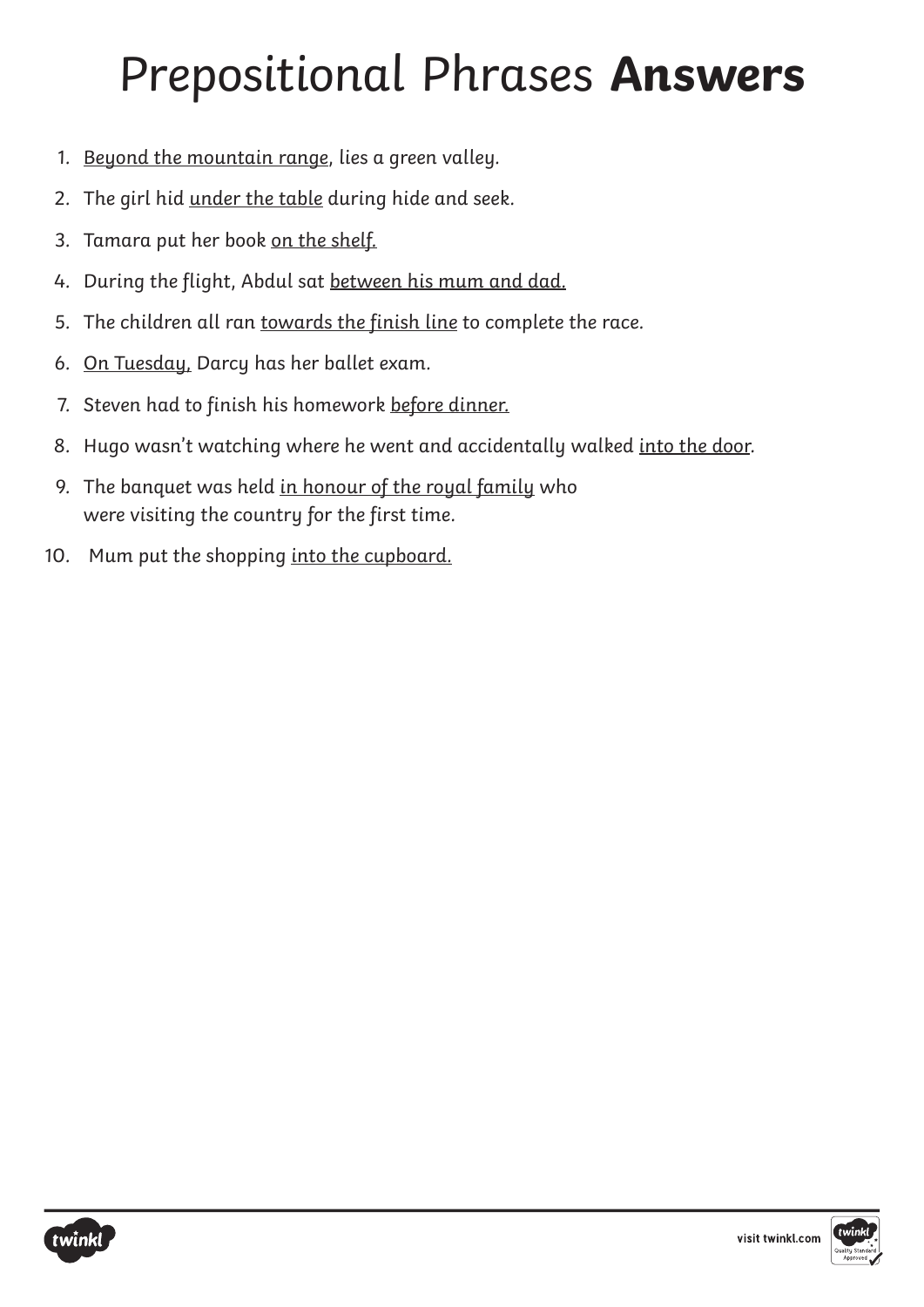# Prepositional Phrases **Answers**

1. <u>Beyond the mountain range</u>, lies a green valley.
2. The girl hid <u>under the table</u> during hide and seek.
3. Tamara put her book <u>on the shelf.</u>
4. During the flight, Abdul sat <u>between his mum and dad.</u>
5. The children all ran <u>towards the finish line</u> to complete the race.
6. <u>On Tuesday,</u> Darcy has her ballet exam.
7. Steven had to finish his homework <u>before dinner.</u>
8. Hugo wasn't watching where he went and accidentally walked <u>into the door</u>.
9. The banquet was held <u>in honour of the royal family</u> who were visiting the country for the first time.
10. Mum put the shopping <u>into the cupboard.</u>